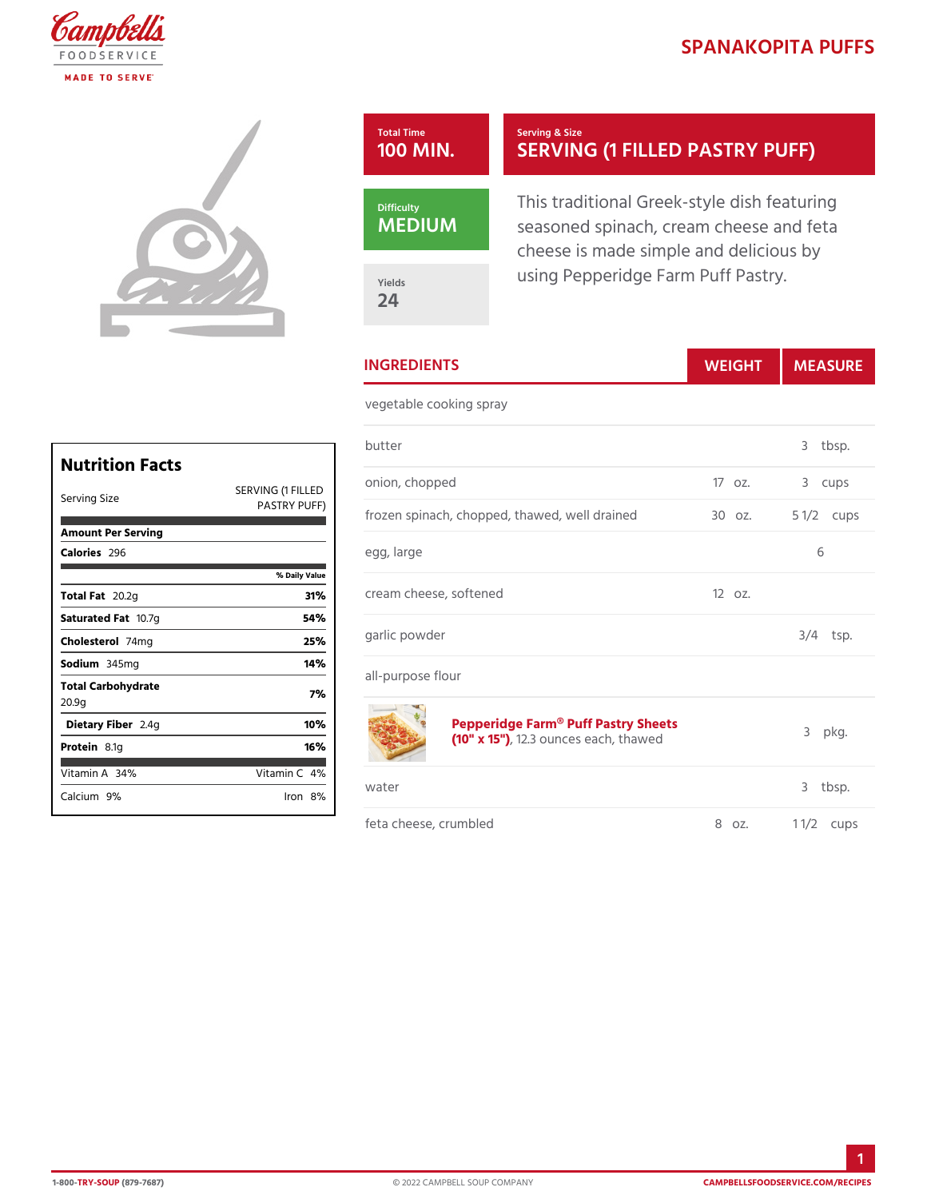# SPANAKOPITA PUFFS

**Total Time**
100 MIN.

**Serving & Size**
SERVING (1 FILLED PASTRY PUFF)

**Difficulty**
MEDIUM

**Yields**
24

This traditional Greek-style dish featuring seasoned spinach, cream cheese and feta cheese is made simple and delicious by using Pepperidge Farm Puff Pastry.

## INGREDIENTS

| Ingredient | Weight | Measure |
|---|---|---|
| vegetable cooking spray | | |
| butter | | 3 tbsp. |
| onion, chopped | 17 oz. | 3 cups |
| frozen spinach, chopped, thawed, well drained | 30 oz. | 5 1/2 cups |
| egg, large | | 6 |
| cream cheese, softened | 12 oz. | |
| garlic powder | | 3/4 tsp. |
| all-purpose flour | | |
| **Pepperidge Farm® Puff Pastry Sheets (10" x 15")**, 12.3 ounces each, thawed | | 3 pkg. |
| water | | 3 tbsp. |
| feta cheese, crumbled | 8 oz. | 1 1/2 cups |

## Nutrition Facts

| Serving Size | SERVING (1 FILLED PASTRY PUFF) |
|---|---|
| **Amount Per Serving** | |
| **Calories** 296 | |
| | **% Daily Value** |
| **Total Fat** 20.2g | **31%** |
| **Saturated Fat** 10.7g | **54%** |
| **Cholesterol** 74mg | **25%** |
| **Sodium** 345mg | **14%** |
| **Total Carbohydrate** 20.9g | **7%** |
| **Dietary Fiber** 2.4g | **10%** |
| **Protein** 8.1g | **16%** |
| Vitamin A 34% | Vitamin C 4% |
| Calcium 9% | Iron 8% |

1-800-TRY-SOUP (879-7687) © 2022 CAMPBELL SOUP COMPANY CAMPBELLSFOODSERVICE.COM/RECIPES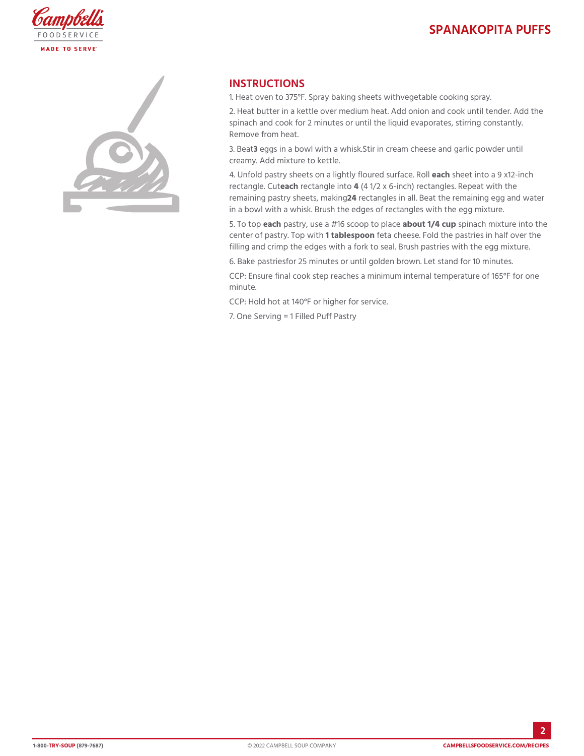## INSTRUCTIONS

1. Heat oven to 375°F. Spray baking sheets withvegetable cooking spray.

2. Heat butter in a kettle over medium heat. Add onion and cook until tender. Add the spinach and cook for 2 minutes or until the liquid evaporates, stirring constantly. Remove from heat.

3. Beat **3** eggs in a bowl with a whisk.Stir in cream cheese and garlic powder until creamy. Add mixture to kettle.

4. Unfold pastry sheets on a lightly floured surface. Roll **each** sheet into a 9 x12-inch rectangle. Cut **each** rectangle into **4** (4 1/2 x 6-inch) rectangles. Repeat with the remaining pastry sheets, making **24** rectangles in all. Beat the remaining egg and water in a bowl with a whisk. Brush the edges of rectangles with the egg mixture.

5. To top **each** pastry, use a #16 scoop to place **about 1/4 cup** spinach mixture into the center of pastry. Top with **1 tablespoon** feta cheese. Fold the pastries in half over the filling and crimp the edges with a fork to seal. Brush pastries with the egg mixture.

6. Bake pastriesfor 25 minutes or until golden brown. Let stand for 10 minutes.

CCP: Ensure final cook step reaches a minimum internal temperature of 165°F for one minute.

CCP: Hold hot at 140°F or higher for service.

7. One Serving = 1 Filled Puff Pastry